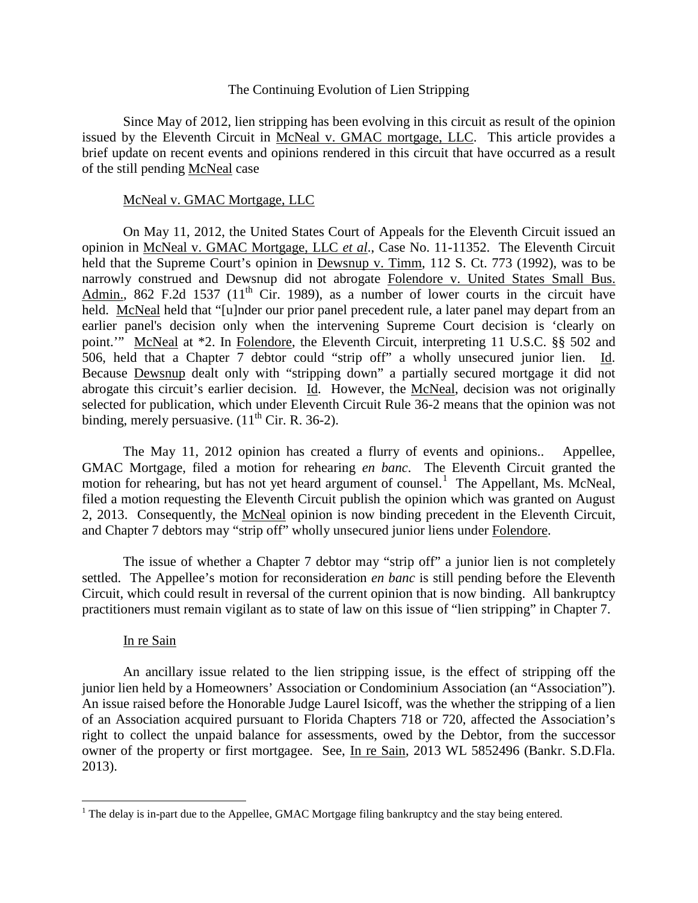# The Continuing Evolution of Lien Stripping

Since May of 2012, lien stripping has been evolving in this circuit as result of the opinion issued by the Eleventh Circuit in McNeal v. GMAC mortgage, LLC. This article provides a brief update on recent events and opinions rendered in this circuit that have occurred as a result of the still pending McNeal case

## McNeal v. GMAC Mortgage, LLC

On May 11, 2012, the United States Court of Appeals for the Eleventh Circuit issued an opinion in McNeal v. GMAC Mortgage, LLC *et al*., Case No. 11-11352. The Eleventh Circuit held that the Supreme Court's opinion in Dewsnup v. Timm, 112 S. Ct. 773 (1992), was to be narrowly construed and Dewsnup did not abrogate Folendore v. United States Small Bus. Admin., 862 F.2d 1537 (11th Cir. 1989), as a number of lower courts in the circuit have held. McNeal held that "[u]nder our prior panel precedent rule, a later panel may depart from an earlier panel's decision only when the intervening Supreme Court decision is 'clearly on point.'" McNeal at *2. In Folendore, the Eleventh Circuit, interpreting 11 U.S.C. §§ 502 and 506, held that a Chapter 7 debtor could "strip off" a wholly unsecured junior lien. Id. Because Dewsnup dealt only with "stripping down" a partially secured mortgage it did not abrogate this circuit's earlier decision. Id. However, the McNeal, decision was not originally selected for publication, which under Eleventh Circuit Rule 36-2 means that the opinion was not binding, merely persuasive. (11th Cir. R. 36-2).

The May 11, 2012 opinion has created a flurry of events and opinions.. Appellee, GMAC Mortgage, filed a motion for rehearing *en banc*. The Eleventh Circuit granted the motion for rehearing, but has not yet heard argument of counsel.[1] The Appellant, Ms. McNeal, filed a motion requesting the Eleventh Circuit publish the opinion which was granted on August 2, 2013. Consequently, the McNeal opinion is now binding precedent in the Eleventh Circuit, and Chapter 7 debtors may "strip off" wholly unsecured junior liens under Folendore.

The issue of whether a Chapter 7 debtor may "strip off" a junior lien is not completely settled. The Appellee's motion for reconsideration *en banc* is still pending before the Eleventh Circuit, which could result in reversal of the current opinion that is now binding. All bankruptcy practitioners must remain vigilant as to state of law on this issue of "lien stripping" in Chapter 7.

## In re Sain

An ancillary issue related to the lien stripping issue, is the effect of stripping off the junior lien held by a Homeowners' Association or Condominium Association (an "Association"). An issue raised before the Honorable Judge Laurel Isicoff, was the whether the stripping of a lien of an Association acquired pursuant to Florida Chapters 718 or 720, affected the Association's right to collect the unpaid balance for assessments, owed by the Debtor, from the successor owner of the property or first mortgagee. See, In re Sain, 2013 WL 5852496 (Bankr. S.D.Fla. 2013).

---

[1] The delay is in-part due to the Appellee, GMAC Mortgage filing bankruptcy and the stay being entered.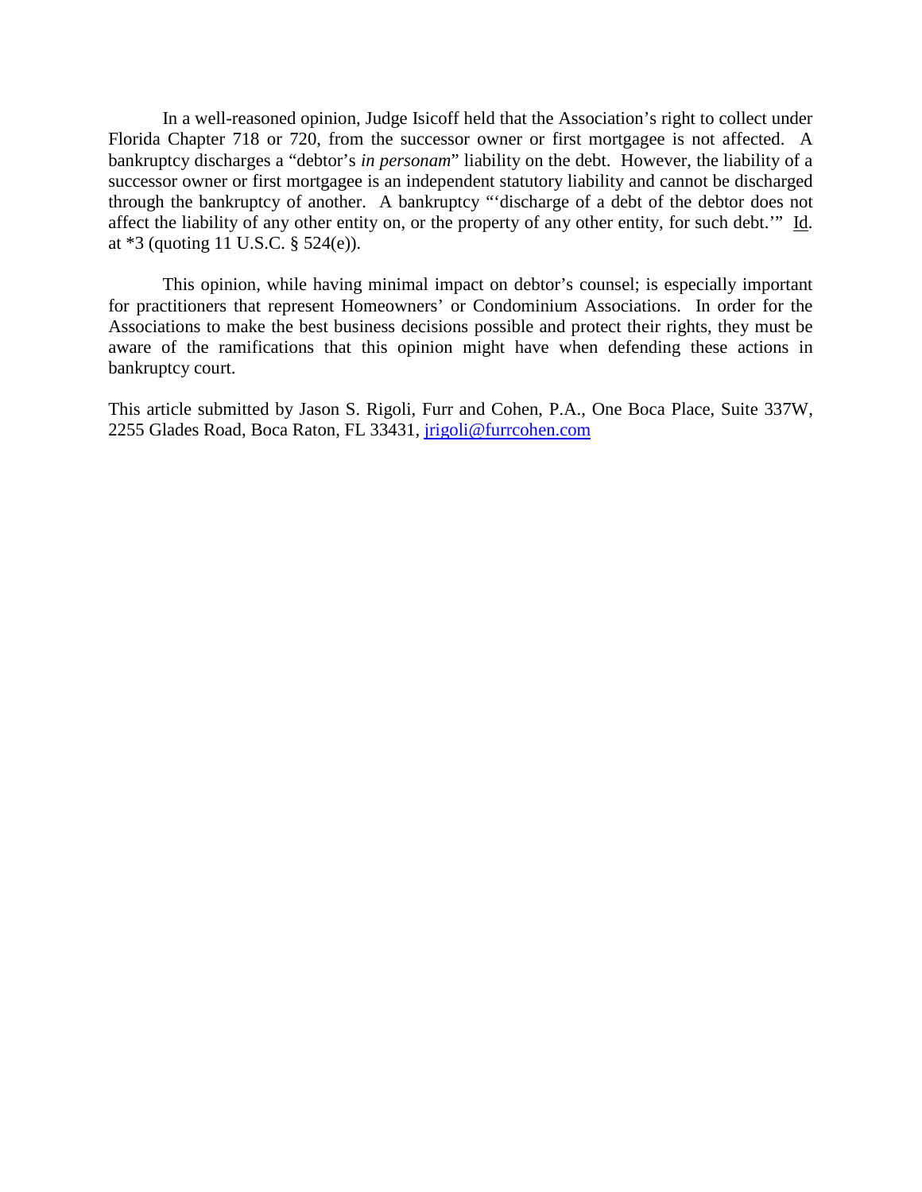In a well-reasoned opinion, Judge Isicoff held that the Association's right to collect under Florida Chapter 718 or 720, from the successor owner or first mortgagee is not affected. A bankruptcy discharges a "debtor's *in personam*" liability on the debt. However, the liability of a successor owner or first mortgagee is an independent statutory liability and cannot be discharged through the bankruptcy of another. A bankruptcy "'discharge of a debt of the debtor does not affect the liability of any other entity on, or the property of any other entity, for such debt.'" Id. at *3 (quoting 11 U.S.C. § 524(e)).

This opinion, while having minimal impact on debtor's counsel; is especially important for practitioners that represent Homeowners' or Condominium Associations. In order for the Associations to make the best business decisions possible and protect their rights, they must be aware of the ramifications that this opinion might have when defending these actions in bankruptcy court.

This article submitted by Jason S. Rigoli, Furr and Cohen, P.A., One Boca Place, Suite 337W, 2255 Glades Road, Boca Raton, FL 33431, jrigoli@furrcohen.com